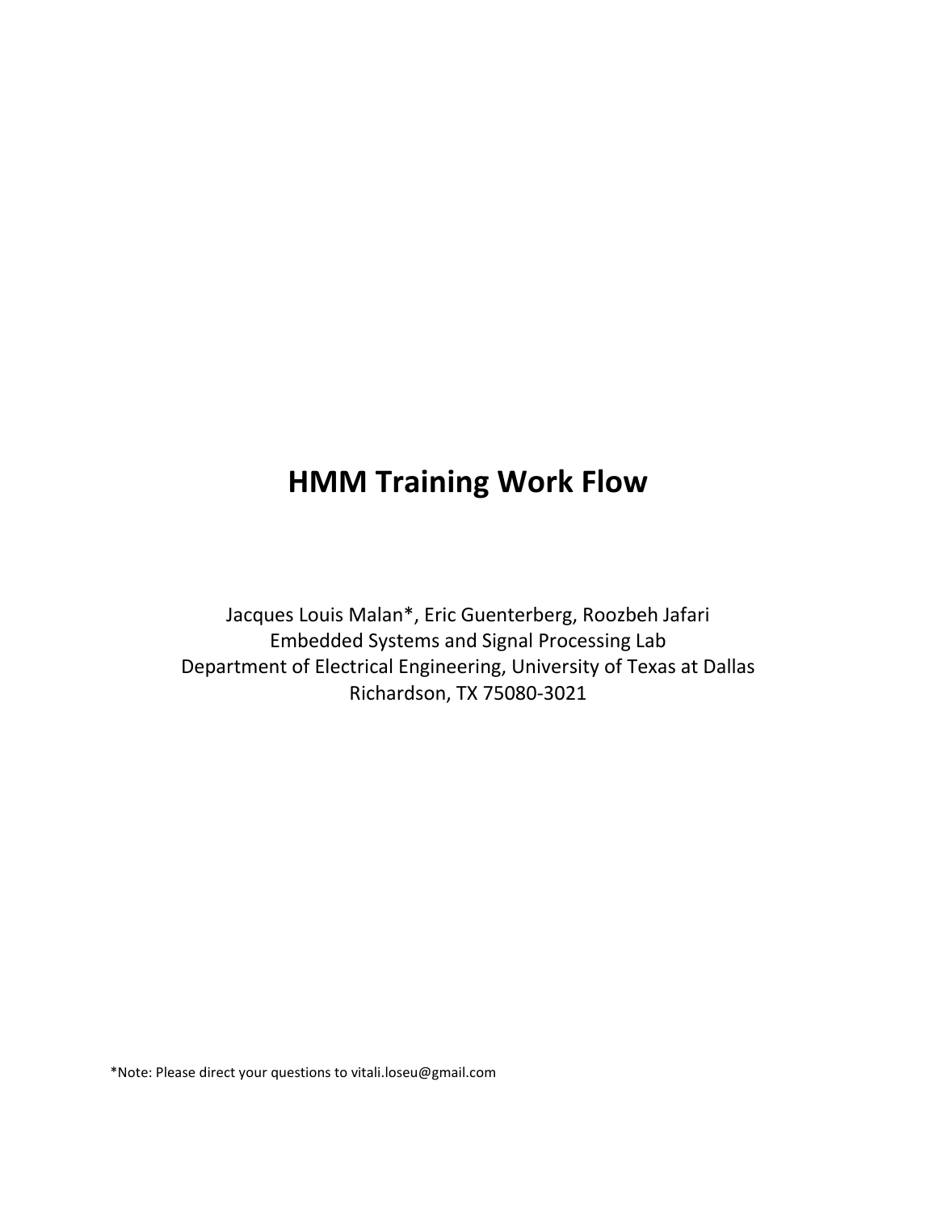# HMM Training Work Flow

Jacques Louis Malan*, Eric Guenterberg, Roozbeh Jafari
Embedded Systems and Signal Processing Lab
Department of Electrical Engineering, University of Texas at Dallas
Richardson, TX 75080-3021

*Note: Please direct your questions to vitali.loseu@gmail.com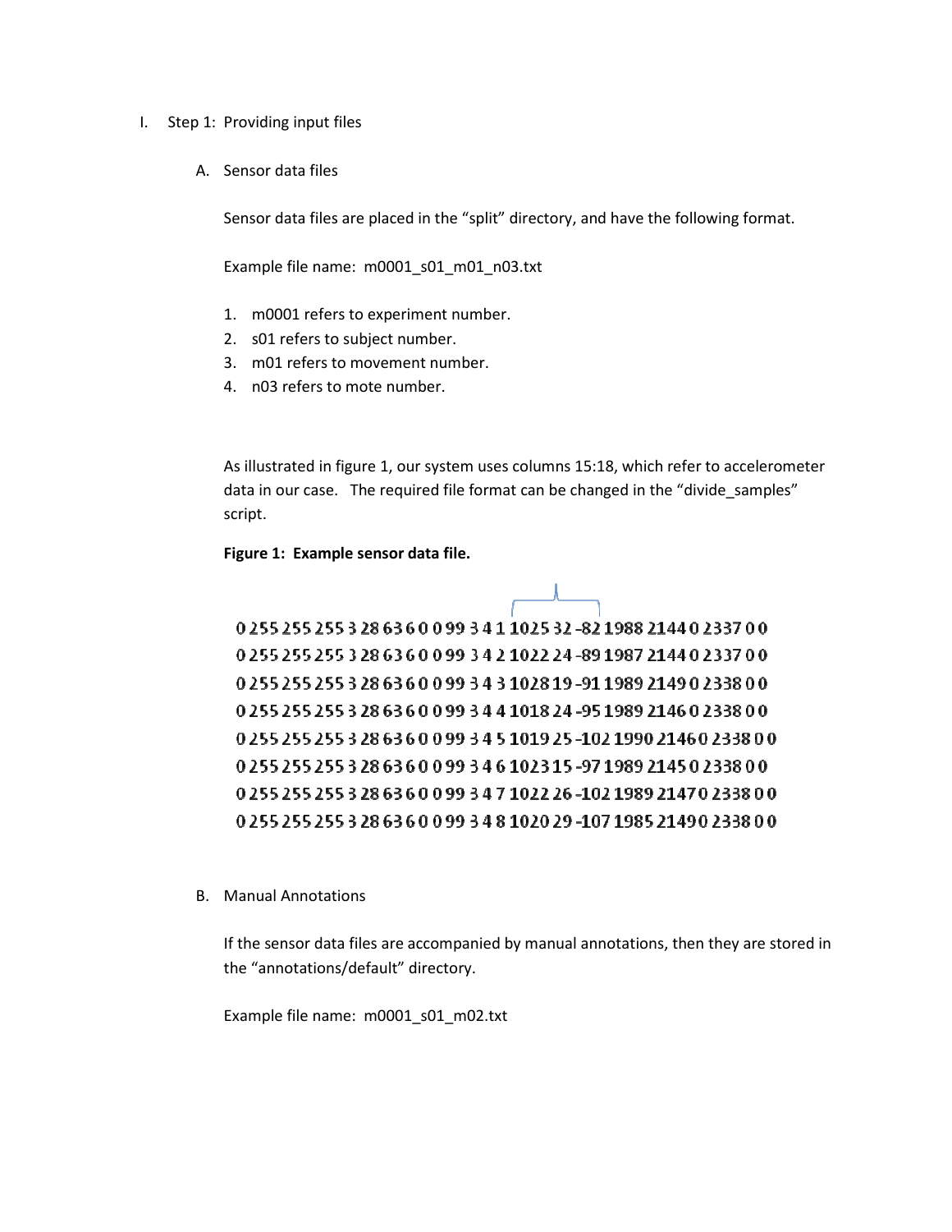I. Step 1: Providing input files

A. Sensor data files

Sensor data files are placed in the "split" directory, and have the following format.

Example file name: m0001_s01_m01_n03.txt

1. m0001 refers to experiment number.
2. s01 refers to subject number.
3. m01 refers to movement number.
4. n03 refers to mote number.

As illustrated in figure 1, our system uses columns 15:18, which refer to accelerometer data in our case. The required file format can be changed in the "divide_samples" script.

**Figure 1: Example sensor data file.**

```
0 255 255 255 3 28 63 6 0 0 99 3 4 1 1025 32 -82 1988 2144 0 2337 0 0
0 255 255 255 3 28 63 6 0 0 99 3 4 2 1022 24 -89 1987 2144 0 2337 0 0
0 255 255 255 3 28 63 6 0 0 99 3 4 3 1028 19 -91 1989 2149 0 2338 0 0
0 255 255 255 3 28 63 6 0 0 99 3 4 4 1018 24 -95 1989 2146 0 2338 0 0
0 255 255 255 3 28 63 6 0 0 99 3 4 5 1019 25 -102 1990 2146 0 2338 0 0
0 255 255 255 3 28 63 6 0 0 99 3 4 6 1023 15 -97 1989 2145 0 2338 0 0
0 255 255 255 3 28 63 6 0 0 99 3 4 7 1022 26 -102 1989 2147 0 2338 0 0
0 255 255 255 3 28 63 6 0 0 99 3 4 8 1020 29 -107 1985 2149 0 2338 0 0
```

B. Manual Annotations

If the sensor data files are accompanied by manual annotations, then they are stored in the "annotations/default" directory.

Example file name: m0001_s01_m02.txt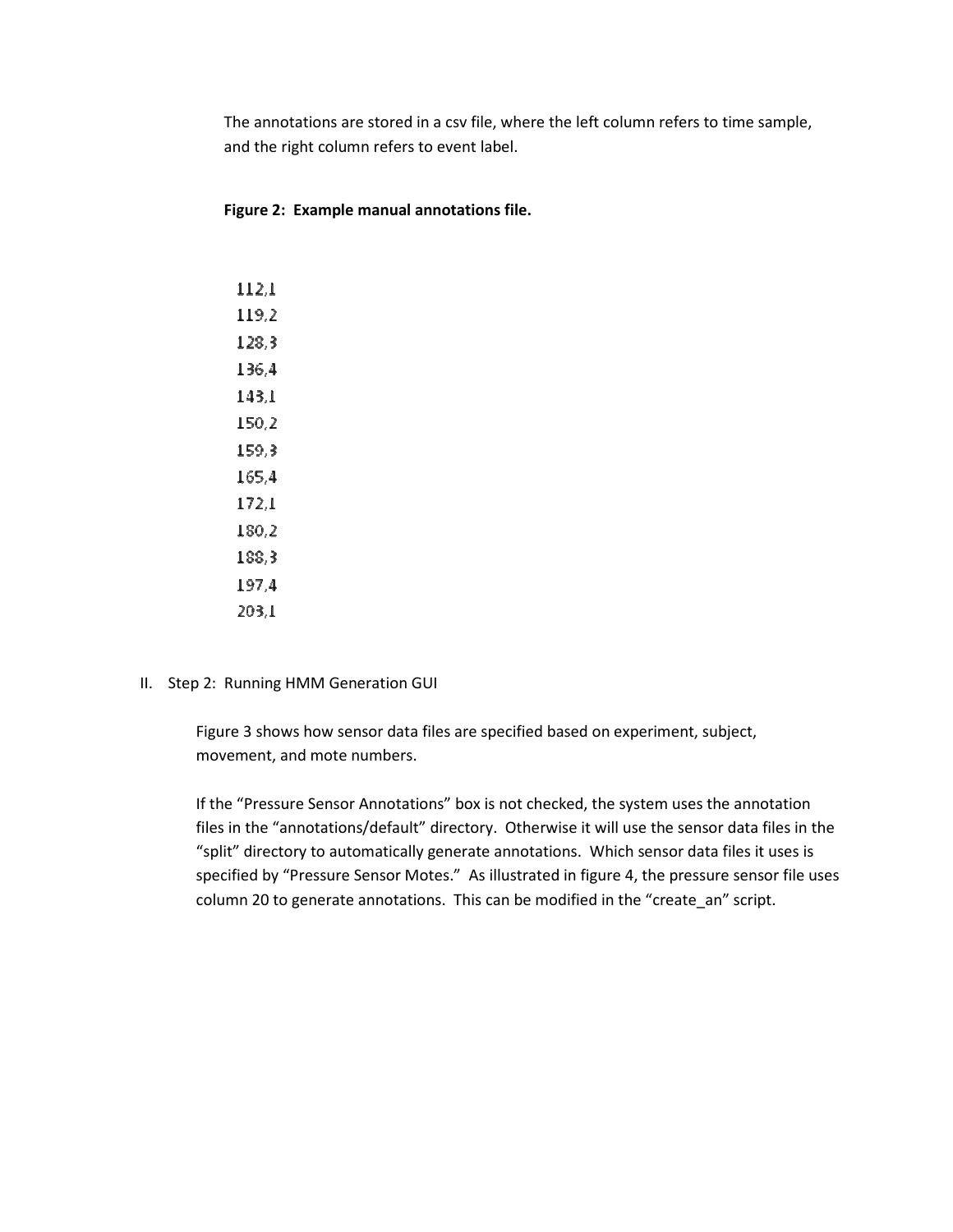The annotations are stored in a csv file, where the left column refers to time sample, and the right column refers to event label.

**Figure 2: Example manual annotations file.**

```
112,1
119,2
128,3
136,4
143,1
150,2
159,3
165,4
172,1
180,2
188,3
197,4
203,1
```

II. Step 2: Running HMM Generation GUI

Figure 3 shows how sensor data files are specified based on experiment, subject, movement, and mote numbers.

If the "Pressure Sensor Annotations" box is not checked, the system uses the annotation files in the "annotations/default" directory. Otherwise it will use the sensor data files in the "split" directory to automatically generate annotations. Which sensor data files it uses is specified by "Pressure Sensor Motes." As illustrated in figure 4, the pressure sensor file uses column 20 to generate annotations. This can be modified in the "create_an" script.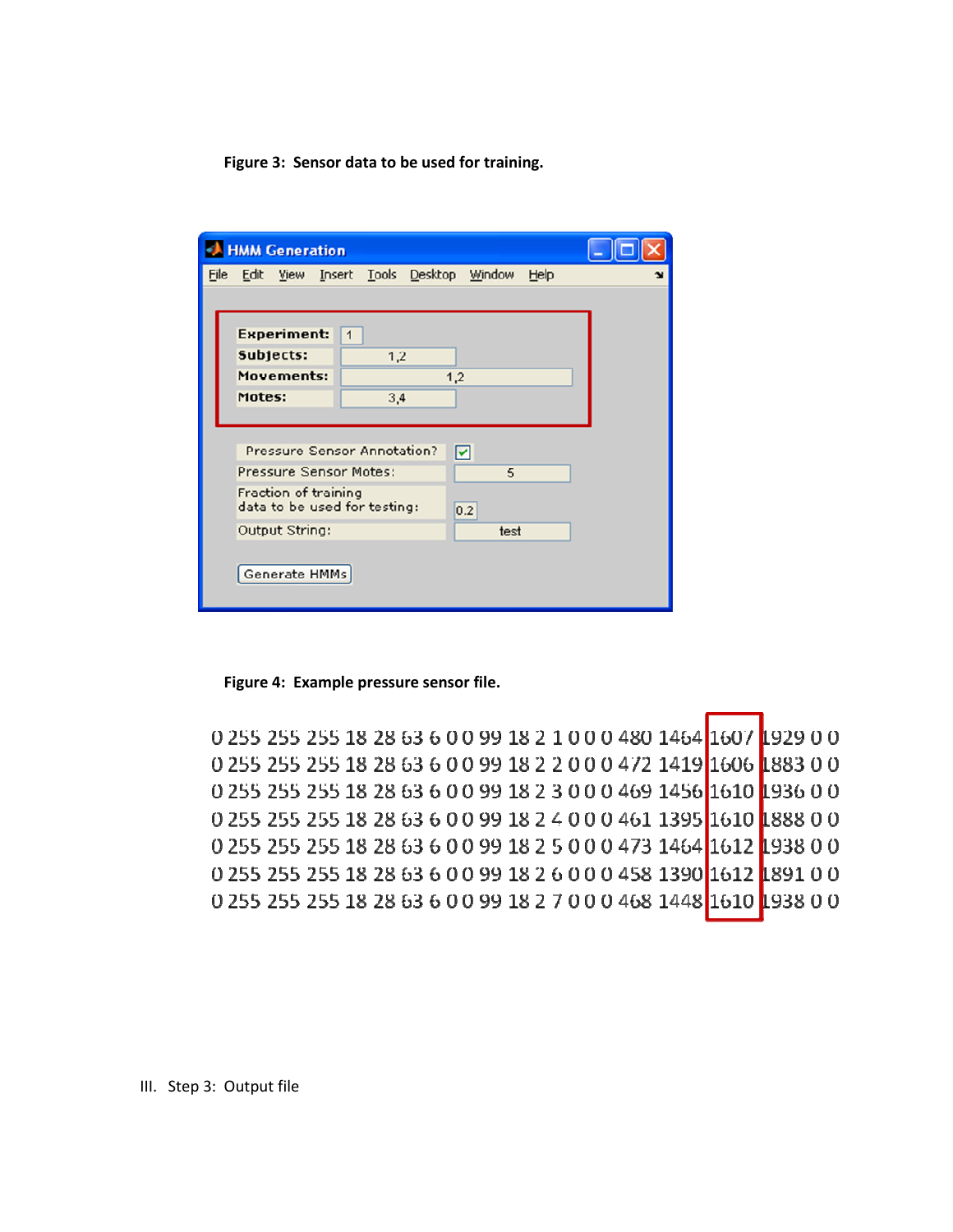**Figure 3: Sensor data to be used for training.**

HMM Generation

File Edit View Insert Tools Desktop Window Help

| | |
|---|---|
| Experiment: | 1 |
| Subjects: | 1,2 |
| Movements: | 1,2 |
| Motes: | 3,4 |

| | |
|---|---|
| Pressure Sensor Annotation? | ✓ |
| Pressure Sensor Motes: | 5 |
| Fraction of training data to be used for testing: | 0.2 |
| Output String: | test |

Generate HMMs

**Figure 4: Example pressure sensor file.**

```
0 255 255 255 18 28 63 6 0 0 99 18 2 1 0 0 0 480 1464 1607 1929 0 0
0 255 255 255 18 28 63 6 0 0 99 18 2 2 0 0 0 472 1419 1606 1883 0 0
0 255 255 255 18 28 63 6 0 0 99 18 2 3 0 0 0 469 1456 1610 1936 0 0
0 255 255 255 18 28 63 6 0 0 99 18 2 4 0 0 0 461 1395 1610 1888 0 0
0 255 255 255 18 28 63 6 0 0 99 18 2 5 0 0 0 473 1464 1612 1938 0 0
0 255 255 255 18 28 63 6 0 0 99 18 2 6 0 0 0 458 1390 1612 1891 0 0
0 255 255 255 18 28 63 6 0 0 99 18 2 7 0 0 0 468 1448 1610 1938 0 0
```

III. Step 3: Output file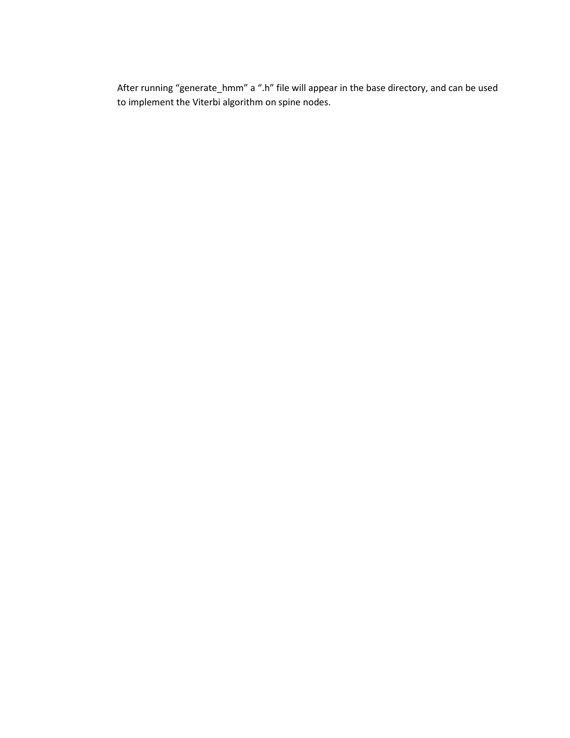After running “generate_hmm” a “.h” file will appear in the base directory, and can be used to implement the Viterbi algorithm on spine nodes.